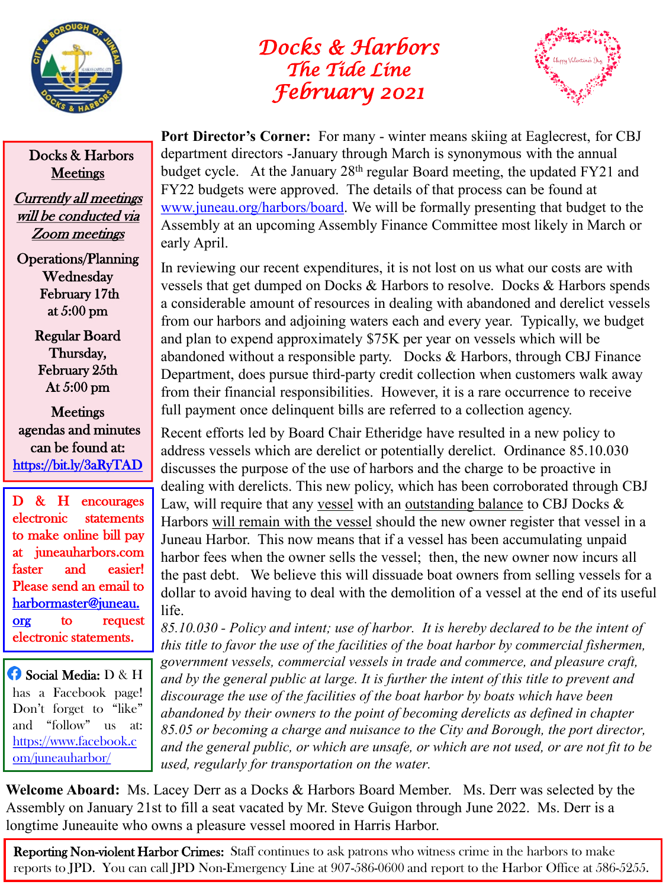# Docks & Harbors
## The Tide Line
## February 2021

**Docks & Harbors Meetings**

***Currently all meetings will be conducted via Zoom meetings***

**Operations/Planning**
**Wednesday**
**February 17th**
**at 5:00 pm**

**Regular Board**
**Thursday,**
**February 25th**
**At 5:00 pm**

**Meetings agendas and minutes can be found at:**
**https://bit.ly/3aRyTAD**

D & H encourages electronic statements to make online bill pay at juneauharbors.com faster and easier! Please send an email to harbormaster@juneau.org to request electronic statements.

**Social Media:** D & H has a Facebook page! Don't forget to "like" and "follow" us at: https://www.facebook.com/juneauharbor/

**Port Director's Corner:** For many - winter means skiing at Eaglecrest, for CBJ department directors -January through March is synonymous with the annual budget cycle. At the January 28th regular Board meeting, the updated FY21 and FY22 budgets were approved. The details of that process can be found at www.juneau.org/harbors/board. We will be formally presenting that budget to the Assembly at an upcoming Assembly Finance Committee most likely in March or early April.

In reviewing our recent expenditures, it is not lost on us what our costs are with vessels that get dumped on Docks & Harbors to resolve. Docks & Harbors spends a considerable amount of resources in dealing with abandoned and derelict vessels from our harbors and adjoining waters each and every year. Typically, we budget and plan to expend approximately $75K per year on vessels which will be abandoned without a responsible party. Docks & Harbors, through CBJ Finance Department, does pursue third-party credit collection when customers walk away from their financial responsibilities. However, it is a rare occurrence to receive full payment once delinquent bills are referred to a collection agency.

Recent efforts led by Board Chair Etheridge have resulted in a new policy to address vessels which are derelict or potentially derelict. Ordinance 85.10.030 discusses the purpose of the use of harbors and the charge to be proactive in dealing with derelicts. This new policy, which has been corroborated through CBJ Law, will require that any vessel with an outstanding balance to CBJ Docks & Harbors will remain with the vessel should the new owner register that vessel in a Juneau Harbor. This now means that if a vessel has been accumulating unpaid harbor fees when the owner sells the vessel; then, the new owner now incurs all the past debt. We believe this will dissuade boat owners from selling vessels for a dollar to avoid having to deal with the demolition of a vessel at the end of its useful life.

*85.10.030 - Policy and intent; use of harbor. It is hereby declared to be the intent of this title to favor the use of the facilities of the boat harbor by commercial fishermen, government vessels, commercial vessels in trade and commerce, and pleasure craft, and by the general public at large. It is further the intent of this title to prevent and discourage the use of the facilities of the boat harbor by boats which have been abandoned by their owners to the point of becoming derelicts as defined in chapter 85.05 or becoming a charge and nuisance to the City and Borough, the port director, and the general public, or which are unsafe, or which are not used, or are not fit to be used, regularly for transportation on the water.*

**Welcome Aboard:** Ms. Lacey Derr as a Docks & Harbors Board Member. Ms. Derr was selected by the Assembly on January 21st to fill a seat vacated by Mr. Steve Guigon through June 2022. Ms. Derr is a longtime Juneauite who owns a pleasure vessel moored in Harris Harbor.

**Reporting Non-violent Harbor Crimes:** Staff continues to ask patrons who witness crime in the harbors to make reports to JPD. You can call JPD Non-Emergency Line at 907-586-0600 and report to the Harbor Office at 586-5255.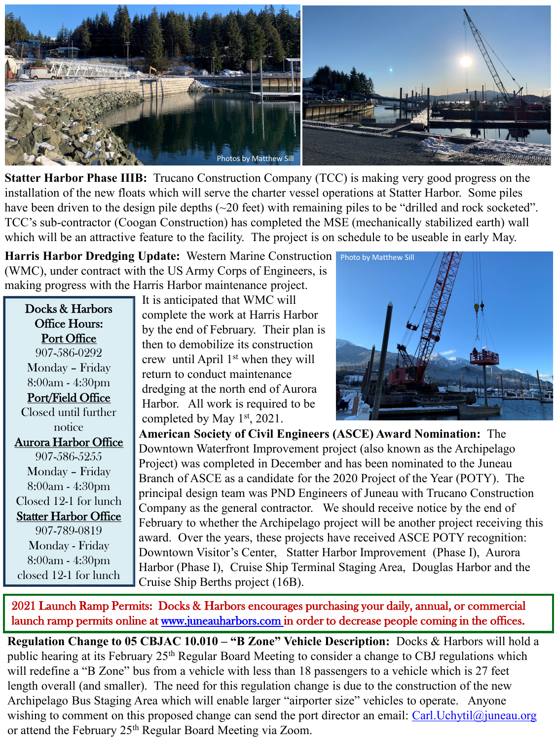Photos by Matthew Sill

**Statter Harbor Phase IIIB:** Trucano Construction Company (TCC) is making very good progress on the installation of the new floats which will serve the charter vessel operations at Statter Harbor. Some piles have been driven to the design pile depths (~20 feet) with remaining piles to be "drilled and rock socketed". TCC's sub-contractor (Coogan Construction) has completed the MSE (mechanically stabilized earth) wall which will be an attractive feature to the facility. The project is on schedule to be useable in early May.

**Harris Harbor Dredging Update:** Western Marine Construction (WMC), under contract with the US Army Corps of Engineers, is making progress with the Harris Harbor maintenance project. It is anticipated that WMC will complete the work at Harris Harbor by the end of February. Their plan is then to demobilize its construction crew until April 1st when they will return to conduct maintenance dredging at the north end of Aurora Harbor. All work is required to be completed by May 1st, 2021.

Photo by Matthew Sill

**Docks & Harbors Office Hours:**

**Port Office**
907-586-0292
Monday – Friday
8:00am - 4:30pm

**Port/Field Office**
Closed until further notice

**Aurora Harbor Office**
907-586-5255
Monday – Friday
8:00am - 4:30pm
Closed 12-1 for lunch

**Statter Harbor Office**
907-789-0819
Monday - Friday
8:00am - 4:30pm
closed 12-1 for lunch

**American Society of Civil Engineers (ASCE) Award Nomination:** The Downtown Waterfront Improvement project (also known as the Archipelago Project) was completed in December and has been nominated to the Juneau Branch of ASCE as a candidate for the 2020 Project of the Year (POTY). The principal design team was PND Engineers of Juneau with Trucano Construction Company as the general contractor. We should receive notice by the end of February to whether the Archipelago project will be another project receiving this award. Over the years, these projects have received ASCE POTY recognition: Downtown Visitor's Center, Statter Harbor Improvement (Phase I), Aurora Harbor (Phase I), Cruise Ship Terminal Staging Area, Douglas Harbor and the Cruise Ship Berths project (16B).

2021 Launch Ramp Permits: Docks & Harbors encourages purchasing your daily, annual, or commercial launch ramp permits online at www.juneauharbors.com in order to decrease people coming in the offices.

**Regulation Change to 05 CBJAC 10.010 – "B Zone" Vehicle Description:** Docks & Harbors will hold a public hearing at its February 25th Regular Board Meeting to consider a change to CBJ regulations which will redefine a "B Zone" bus from a vehicle with less than 18 passengers to a vehicle which is 27 feet length overall (and smaller). The need for this regulation change is due to the construction of the new Archipelago Bus Staging Area which will enable larger "airporter size" vehicles to operate. Anyone wishing to comment on this proposed change can send the port director an email: Carl.Uchytil@juneau.org or attend the February 25th Regular Board Meeting via Zoom.